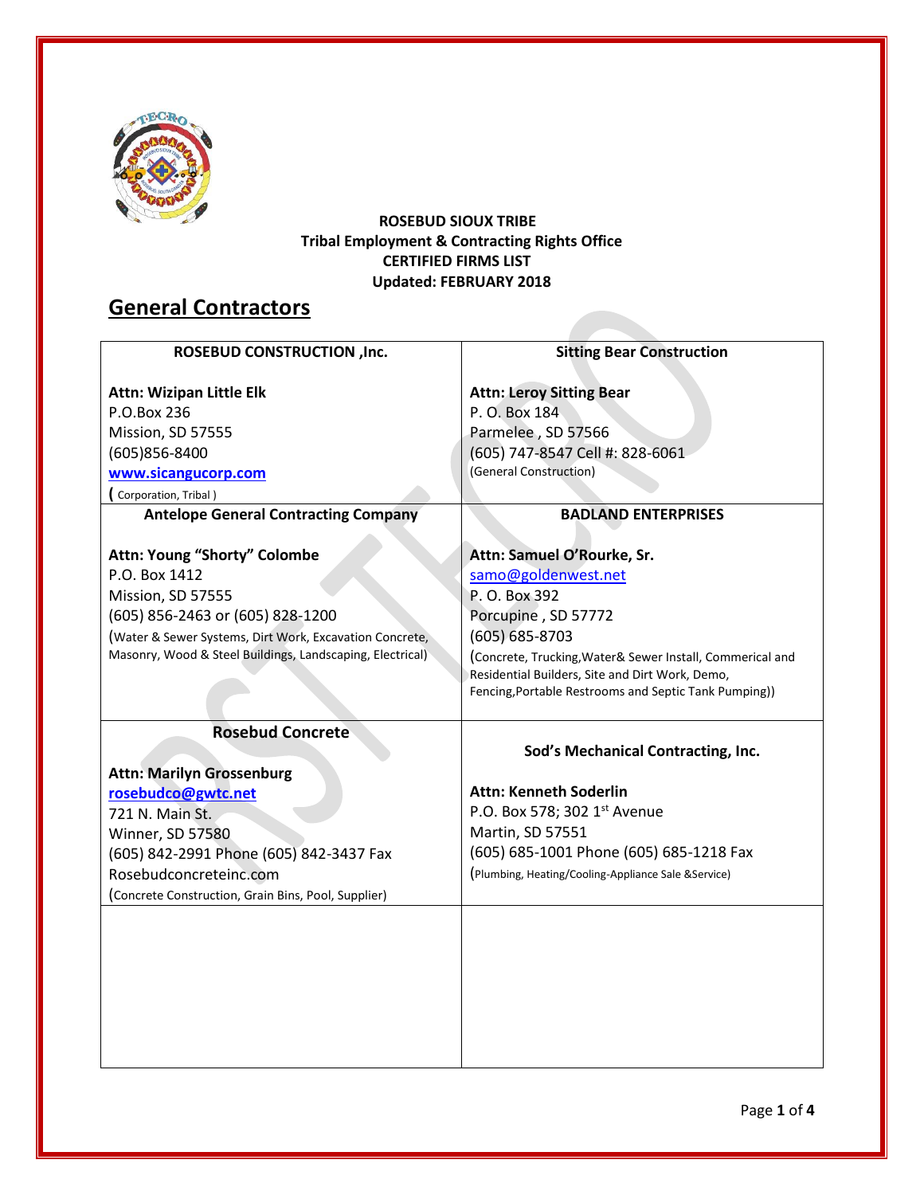**ROSEBUD SIOUX TRIBE**
**Tribal Employment & Contracting Rights Office**
**CERTIFIED FIRMS LIST**
**Updated: FEBRUARY 2018**

## General Contractors

| **ROSEBUD CONSTRUCTION ,Inc.** | **Sitting Bear Construction** |
|---|---|
| **Attn: Wizipan Little Elk**<br>P.O.Box 236<br>Mission, SD 57555<br>(605)856-8400<br>**www.sicangucorp.com**<br>( Corporation, Tribal ) | **Attn: Leroy Sitting Bear**<br>P. O. Box 184<br>Parmelee , SD 57566<br>(605) 747-8547 Cell #: 828-6061<br>(General Construction) |
| **Antelope General Contracting Company** | **BADLAND ENTERPRISES** |
| **Attn: Young "Shorty" Colombe**<br>P.O. Box 1412<br>Mission, SD 57555<br>(605) 856-2463 or (605) 828-1200<br>(Water & Sewer Systems, Dirt Work, Excavation Concrete, Masonry, Wood & Steel Buildings, Landscaping, Electrical) | **Attn: Samuel O'Rourke, Sr.**<br>samo@goldenwest.net<br>P. O. Box 392<br>Porcupine , SD 57772<br>(605) 685-8703<br>(Concrete, Trucking,Water& Sewer Install, Commerical and Residential Builders, Site and Dirt Work, Demo, Fencing,Portable Restrooms and Septic Tank Pumping)) |
| **Rosebud Concrete** | **Sod's Mechanical Contracting, Inc.** |
| **Attn: Marilyn Grossenburg**<br>**rosebudco@gwtc.net**<br>721 N. Main St.<br>Winner, SD 57580<br>(605) 842-2991 Phone (605) 842-3437 Fax<br>Rosebudconcreteinc.com<br>(Concrete Construction, Grain Bins, Pool, Supplier) | **Attn: Kenneth Soderlin**<br>P.O. Box 578; 302 1st Avenue<br>Martin, SD 57551<br>(605) 685-1001 Phone (605) 685-1218 Fax<br>(Plumbing, Heating/Cooling-Appliance Sale &Service) |
| | |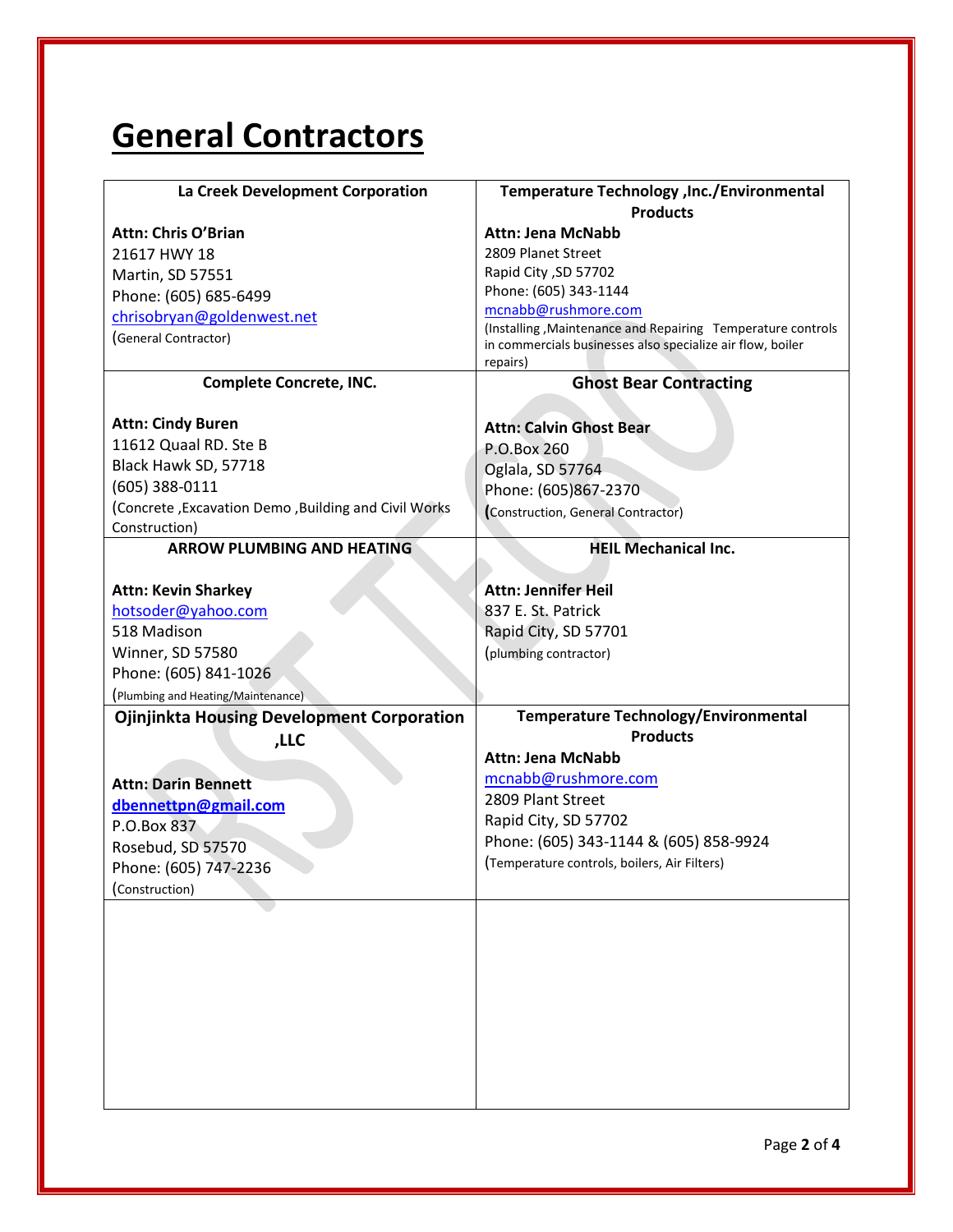# General Contractors

| La Creek Development Corporation | Temperature Technology ,Inc./Environmental Products |
|---|---|
| **Attn: Chris O'Brian**<br>21617 HWY 18<br>Martin, SD 57551<br>Phone: (605) 685-6499<br>chrisobryan@goldenwest.net<br>(General Contractor) | **Attn: Jena McNabb**<br>2809 Planet Street<br>Rapid City ,SD 57702<br>Phone: (605) 343-1144<br>mcnabb@rushmore.com<br>(Installing ,Maintenance and Repairing Temperature controls in commercials businesses also specialize air flow, boiler repairs) |
| **Complete Concrete, INC.** | **Ghost Bear Contracting** |
| **Attn: Cindy Buren**<br>11612 Quaal RD. Ste B<br>Black Hawk SD, 57718<br>(605) 388-0111<br>(Concrete ,Excavation Demo ,Building and Civil Works Construction) | **Attn: Calvin Ghost Bear**<br>P.O.Box 260<br>Oglala, SD 57764<br>Phone: (605)867-2370<br>(Construction, General Contractor) |
| **ARROW PLUMBING AND HEATING** | **HEIL Mechanical Inc.** |
| **Attn: Kevin Sharkey**<br>hotsoder@yahoo.com<br>518 Madison<br>Winner, SD 57580<br>Phone: (605) 841-1026<br>(Plumbing and Heating/Maintenance) | **Attn: Jennifer Heil**<br>837 E. St. Patrick<br>Rapid City, SD 57701<br>(plumbing contractor) |
| **Ojinjinkta Housing Development Corporation ,LLC** | **Temperature Technology/Environmental Products** |
| **Attn: Darin Bennett**<br>**dbennettpn@gmail.com**<br>P.O.Box 837<br>Rosebud, SD 57570<br>Phone: (605) 747-2236<br>(Construction) | **Attn: Jena McNabb**<br>mcnabb@rushmore.com<br>2809 Plant Street<br>Rapid City, SD 57702<br>Phone: (605) 343-1144 & (605) 858-9924<br>(Temperature controls, boilers, Air Filters) |
| | |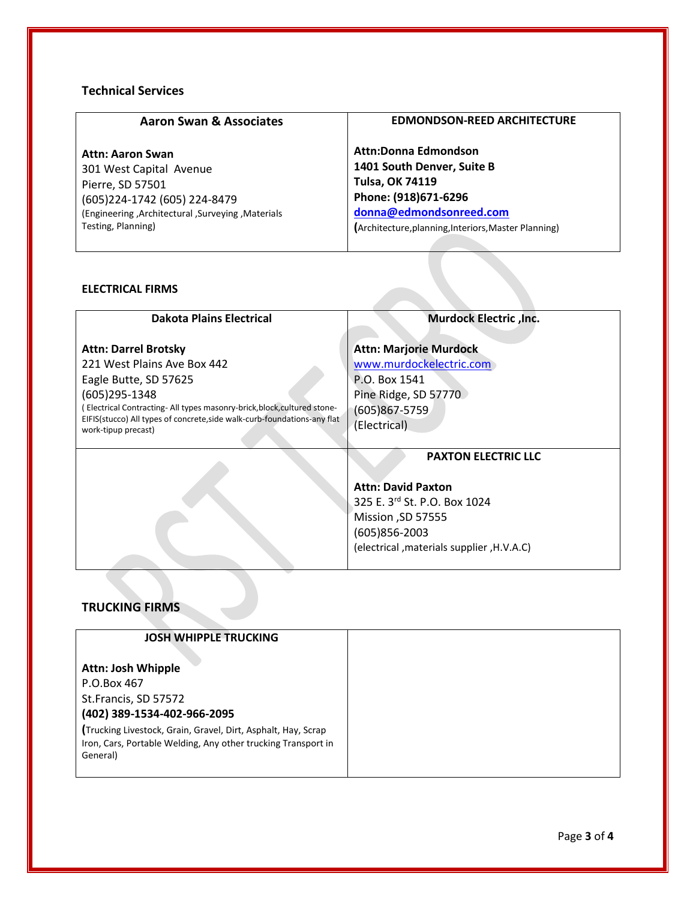## Technical Services

| **Aaron Swan & Associates** | **EDMONDSON-REED ARCHITECTURE** |
|---|---|
| **Attn: Aaron Swan**<br>301 West Capital Avenue<br>Pierre, SD 57501<br>(605)224-1742 (605) 224-8479<br>(Engineering ,Architectural ,Surveying ,Materials Testing, Planning) | **Attn:Donna Edmondson**<br>**1401 South Denver, Suite B**<br>**Tulsa, OK 74119**<br>**Phone: (918)671-6296**<br>**donna@edmondsonreed.com**<br>**(**Architecture,planning,Interiors,Master Planning) |

## ELECTRICAL FIRMS

| **Dakota Plains Electrical** | **Murdock Electric ,Inc.** |
|---|---|
| **Attn: Darrel Brotsky**<br>221 West Plains Ave Box 442<br>Eagle Butte, SD 57625<br>(605)295-1348<br>( Electrical Contracting- All types masonry-brick,block,cultured stone-EIFIS(stucco) All types of concrete,side walk-curb-foundations-any flat work-tipup precast) | **Attn: Marjorie Murdock**<br>www.murdockelectric.com<br>P.O. Box 1541<br>Pine Ridge, SD 57770<br>(605)867-5759<br>(Electrical) |
| | **PAXTON ELECTRIC LLC**<br><br>**Attn: David Paxton**<br>325 E. 3rd St. P.O. Box 1024<br>Mission ,SD 57555<br>(605)856-2003<br>(electrical ,materials supplier ,H.V.A.C) |

## TRUCKING FIRMS

| **JOSH WHIPPLE TRUCKING** | |
|---|---|
| **Attn: Josh Whipple**<br>P.O.Box 467<br>St.Francis, SD 57572<br>**(402) 389-1534-402-966-2095**<br>**(**Trucking Livestock, Grain, Gravel, Dirt, Asphalt, Hay, Scrap Iron, Cars, Portable Welding, Any other trucking Transport in General) | |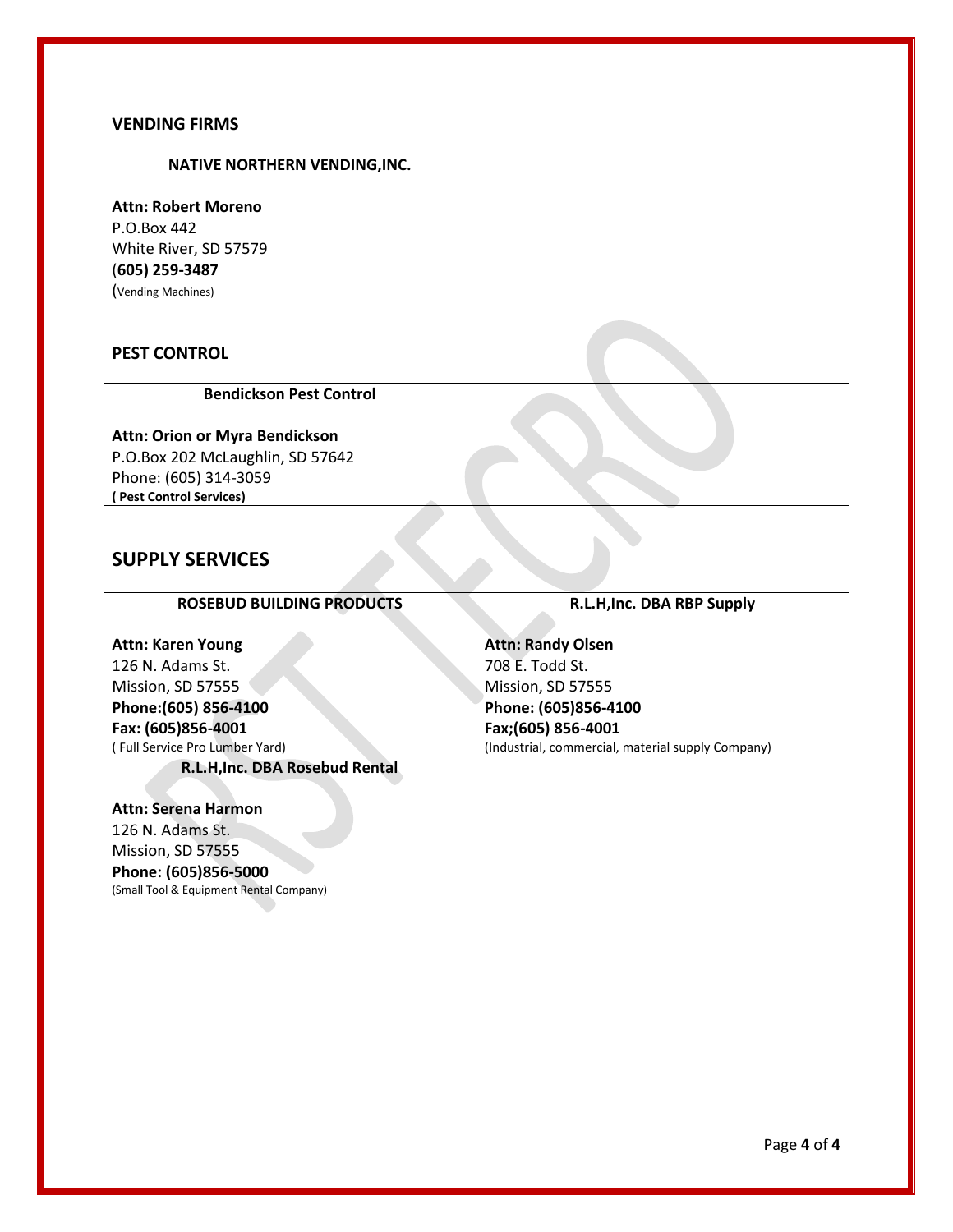### VENDING FIRMS

| | |
|---|---|
| **NATIVE NORTHERN VENDING,INC.**<br><br>**Attn: Robert Moreno**<br>P.O.Box 442<br>White River, SD 57579<br>**(605) 259-3487**<br>(Vending Machines) | |

### PEST CONTROL

| | |
|---|---|
| **Bendickson Pest Control**<br><br>**Attn: Orion or Myra Bendickson**<br>P.O.Box 202 McLaughlin, SD 57642<br>Phone: (605) 314-3059<br>**( Pest Control Services)** | |

## SUPPLY SERVICES

| | |
|---|---|
| **ROSEBUD BUILDING PRODUCTS**<br><br>**Attn: Karen Young**<br>126 N. Adams St.<br>Mission, SD 57555<br>**Phone:(605) 856-4100**<br>**Fax: (605)856-4001**<br>( Full Service Pro Lumber Yard) | **R.L.H,Inc. DBA RBP Supply**<br><br>**Attn: Randy Olsen**<br>708 E. Todd St.<br>Mission, SD 57555<br>**Phone: (605)856-4100**<br>**Fax;(605) 856-4001**<br>(Industrial, commercial, material supply Company) |
| **R.L.H,Inc. DBA Rosebud Rental**<br><br>**Attn: Serena Harmon**<br>126 N. Adams St.<br>Mission, SD 57555<br>**Phone: (605)856-5000**<br>(Small Tool & Equipment Rental Company) | |